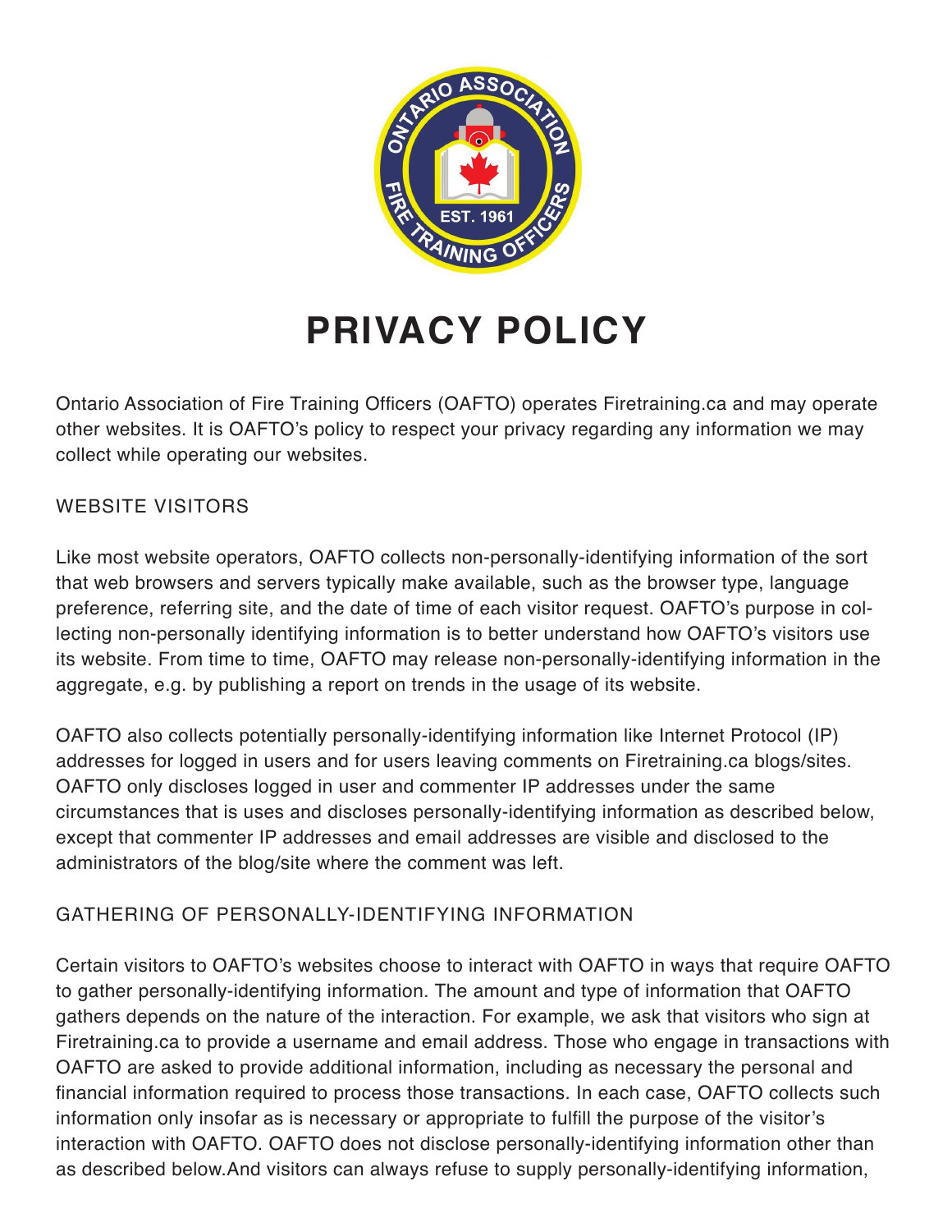# PRIVACY POLICY

Ontario Association of Fire Training Officers (OAFTO) operates Firetraining.ca and may operate other websites. It is OAFTO's policy to respect your privacy regarding any information we may collect while operating our websites.

## WEBSITE VISITORS

Like most website operators, OAFTO collects non-personally-identifying information of the sort that web browsers and servers typically make available, such as the browser type, language preference, referring site, and the date of time of each visitor request. OAFTO's purpose in collecting non-personally identifying information is to better understand how OAFTO's visitors use its website. From time to time, OAFTO may release non-personally-identifying information in the aggregate, e.g. by publishing a report on trends in the usage of its website.

OAFTO also collects potentially personally-identifying information like Internet Protocol (IP) addresses for logged in users and for users leaving comments on Firetraining.ca blogs/sites. OAFTO only discloses logged in user and commenter IP addresses under the same circumstances that is uses and discloses personally-identifying information as described below, except that commenter IP addresses and email addresses are visible and disclosed to the administrators of the blog/site where the comment was left.

## GATHERING OF PERSONALLY-IDENTIFYING INFORMATION

Certain visitors to OAFTO's websites choose to interact with OAFTO in ways that require OAFTO to gather personally-identifying information. The amount and type of information that OAFTO gathers depends on the nature of the interaction. For example, we ask that visitors who sign at Firetraining.ca to provide a username and email address. Those who engage in transactions with OAFTO are asked to provide additional information, including as necessary the personal and financial information required to process those transactions. In each case, OAFTO collects such information only insofar as is necessary or appropriate to fulfill the purpose of the visitor's interaction with OAFTO. OAFTO does not disclose personally-identifying information other than as described below.And visitors can always refuse to supply personally-identifying information,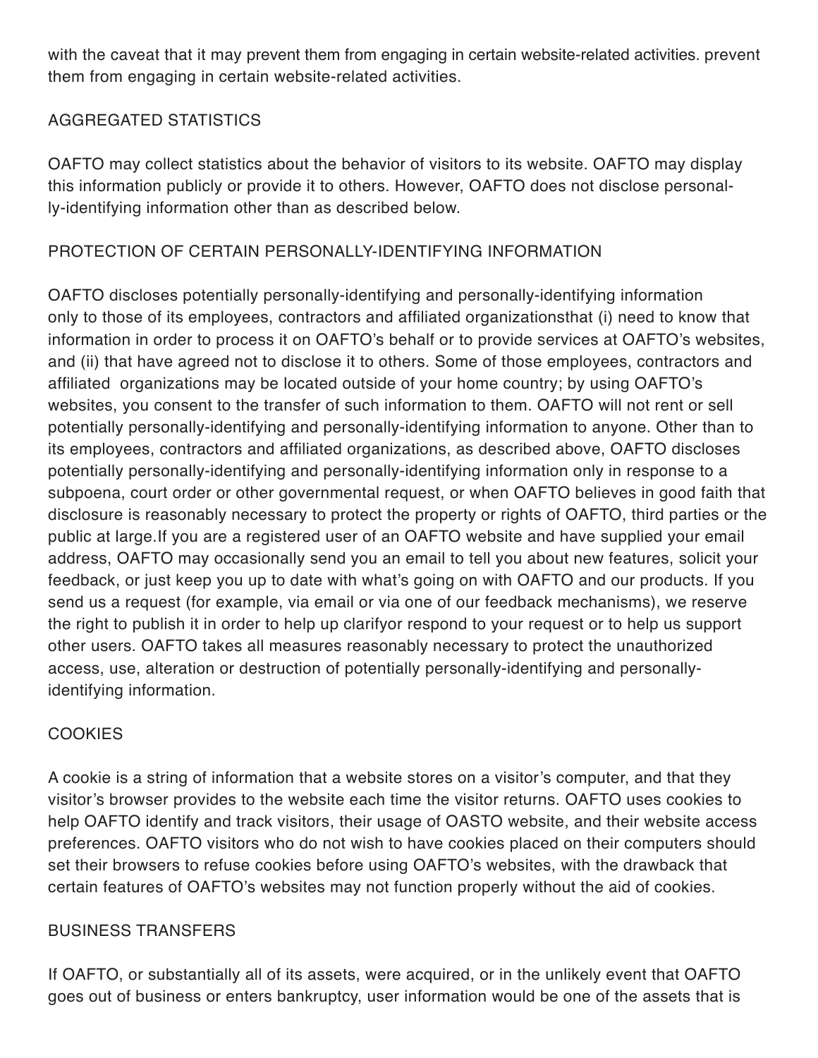with the caveat that it may prevent them from engaging in certain website-related activities. prevent them from engaging in certain website-related activities.

AGGREGATED STATISTICS

OAFTO may collect statistics about the behavior of visitors to its website. OAFTO may display this information publicly or provide it to others. However, OAFTO does not disclose personally-identifying information other than as described below.

PROTECTION OF CERTAIN PERSONALLY-IDENTIFYING INFORMATION

OAFTO discloses potentially personally-identifying and personally-identifying information only to those of its employees, contractors and affiliated organizationsthat (i) need to know that information in order to process it on OAFTO's behalf or to provide services at OAFTO's websites, and (ii) that have agreed not to disclose it to others. Some of those employees, contractors and affiliated organizations may be located outside of your home country; by using OAFTO's websites, you consent to the transfer of such information to them. OAFTO will not rent or sell potentially personally-identifying and personally-identifying information to anyone. Other than to its employees, contractors and affiliated organizations, as described above, OAFTO discloses potentially personally-identifying and personally-identifying information only in response to a subpoena, court order or other governmental request, or when OAFTO believes in good faith that disclosure is reasonably necessary to protect the property or rights of OAFTO, third parties or the public at large.If you are a registered user of an OAFTO website and have supplied your email address, OAFTO may occasionally send you an email to tell you about new features, solicit your feedback, or just keep you up to date with what's going on with OAFTO and our products. If you send us a request (for example, via email or via one of our feedback mechanisms), we reserve the right to publish it in order to help up clarifyor respond to your request or to help us support other users. OAFTO takes all measures reasonably necessary to protect the unauthorized access, use, alteration or destruction of potentially personally-identifying and personally-identifying information.

COOKIES

A cookie is a string of information that a website stores on a visitor's computer, and that they visitor's browser provides to the website each time the visitor returns. OAFTO uses cookies to help OAFTO identify and track visitors, their usage of OASTO website, and their website access preferences. OAFTO visitors who do not wish to have cookies placed on their computers should set their browsers to refuse cookies before using OAFTO's websites, with the drawback that certain features of OAFTO's websites may not function properly without the aid of cookies.

BUSINESS TRANSFERS

If OAFTO, or substantially all of its assets, were acquired, or in the unlikely event that OAFTO goes out of business or enters bankruptcy, user information would be one of the assets that is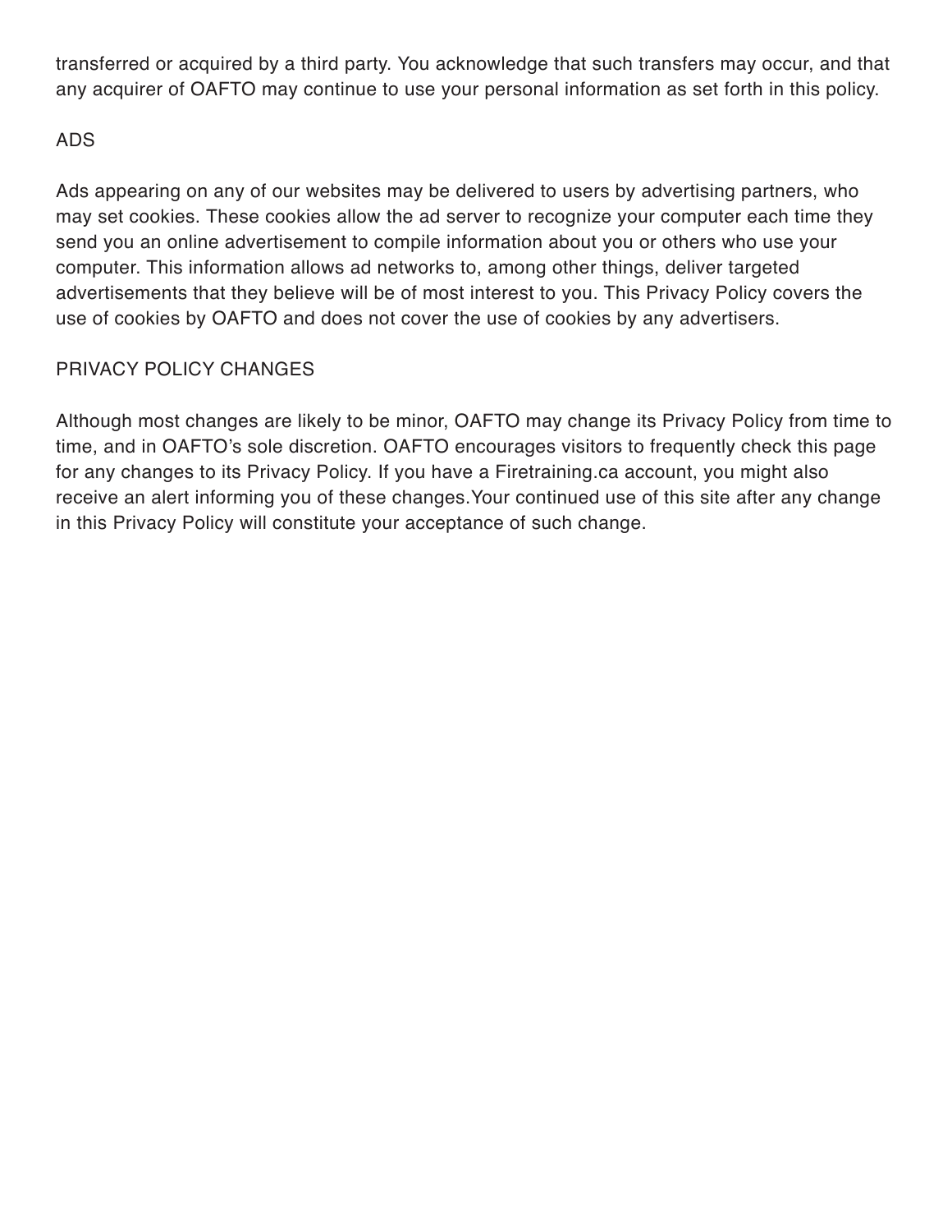transferred or acquired by a third party. You acknowledge that such transfers may occur, and that any acquirer of OAFTO may continue to use your personal information as set forth in this policy.

## ADS

Ads appearing on any of our websites may be delivered to users by advertising partners, who may set cookies. These cookies allow the ad server to recognize your computer each time they send you an online advertisement to compile information about you or others who use your computer. This information allows ad networks to, among other things, deliver targeted advertisements that they believe will be of most interest to you. This Privacy Policy covers the use of cookies by OAFTO and does not cover the use of cookies by any advertisers.

## PRIVACY POLICY CHANGES

Although most changes are likely to be minor, OAFTO may change its Privacy Policy from time to time, and in OAFTO's sole discretion. OAFTO encourages visitors to frequently check this page for any changes to its Privacy Policy. If you have a Firetraining.ca account, you might also receive an alert informing you of these changes.Your continued use of this site after any change in this Privacy Policy will constitute your acceptance of such change.